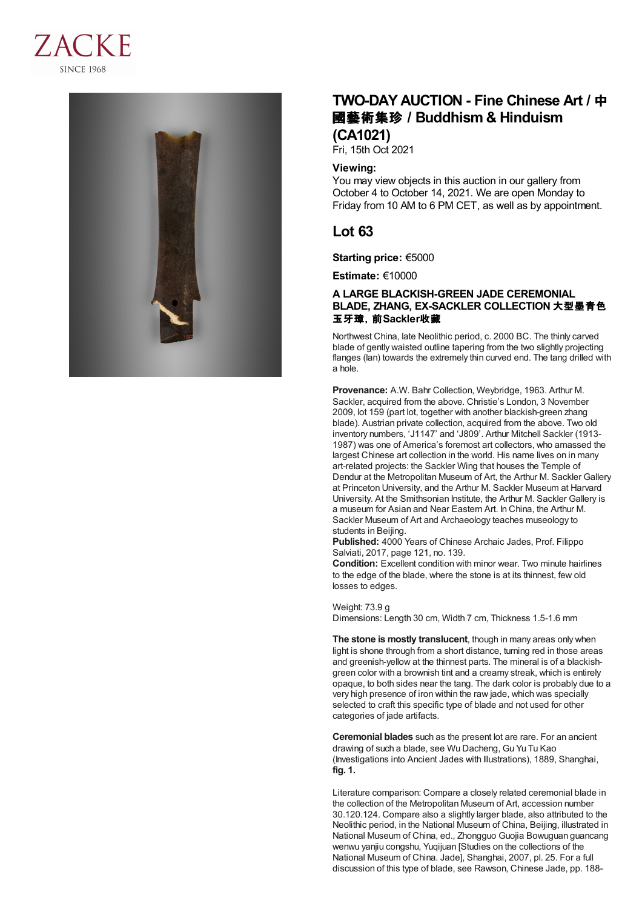ZACKE

SINCE 1968

# TWO-DAY AUCTION - Fine Chinese Art / 中國藝術集珍 / Buddhism & Hinduism (CA1021)

Fri, 15th Oct 2021

### Viewing:

You may view objects in this auction in our gallery from October 4 to October 14, 2021. We are open Monday to Friday from 10 AM to 6 PM CET, as well as by appointment.

## Lot 63

**Starting price:** €5000

**Estimate:** €10000

### A LARGE BLACKISH-GREEN JADE CEREMONIAL BLADE, ZHANG, EX-SACKLER COLLECTION 大型墨青色玉牙璋，前Sackler收藏

Northwest China, late Neolithic period, c. 2000 BC. The thinly carved blade of gently waisted outline tapering from the two slightly projecting flanges (lan) towards the extremely thin curved end. The tang drilled with a hole.

**Provenance:** A.W. Bahr Collection, Weybridge, 1963. Arthur M. Sackler, acquired from the above. Christie's London, 3 November 2009, lot 159 (part lot, together with another blackish-green zhang blade). Austrian private collection, acquired from the above. Two old inventory numbers, 'J1147' and 'J809'. Arthur Mitchell Sackler (1913-1987) was one of America's foremost art collectors, who amassed the largest Chinese art collection in the world. His name lives on in many art-related projects: the Sackler Wing that houses the Temple of Dendur at the Metropolitan Museum of Art, the Arthur M. Sackler Gallery at Princeton University, and the Arthur M. Sackler Museum at Harvard University. At the Smithsonian Institute, the Arthur M. Sackler Gallery is a museum for Asian and Near Eastern Art. In China, the Arthur M. Sackler Museum of Art and Archaeology teaches museology to students in Beijing.

**Published:** 4000 Years of Chinese Archaic Jades, Prof. Filippo Salviati, 2017, page 121, no. 139.

**Condition:** Excellent condition with minor wear. Two minute hairlines to the edge of the blade, where the stone is at its thinnest, few old losses to edges.

Weight: 73.9 g

Dimensions: Length 30 cm, Width 7 cm, Thickness 1.5-1.6 mm

**The stone is mostly translucent**, though in many areas only when light is shone through from a short distance, turning red in those areas and greenish-yellow at the thinnest parts. The mineral is of a blackish-green color with a brownish tint and a creamy streak, which is entirely opaque, to both sides near the tang. The dark color is probably due to a very high presence of iron within the raw jade, which was specially selected to craft this specific type of blade and not used for other categories of jade artifacts.

**Ceremonial blades** such as the present lot are rare. For an ancient drawing of such a blade, see Wu Dacheng, Gu Yu Tu Kao (Investigations into Ancient Jades with Illustrations), 1889, Shanghai, **fig. 1.**

Literature comparison: Compare a closely related ceremonial blade in the collection of the Metropolitan Museum of Art, accession number 30.120.124. Compare also a slightly larger blade, also attributed to the Neolithic period, in the National Museum of China, Beijing, illustrated in National Museum of China, ed., Zhongguo Guojia Bowuguan guancang wenwu yanjiu congshu, Yuqijuan [Studies on the collections of the National Museum of China. Jade], Shanghai, 2007, pl. 25. For a full discussion of this type of blade, see Rawson, Chinese Jade, pp. 188-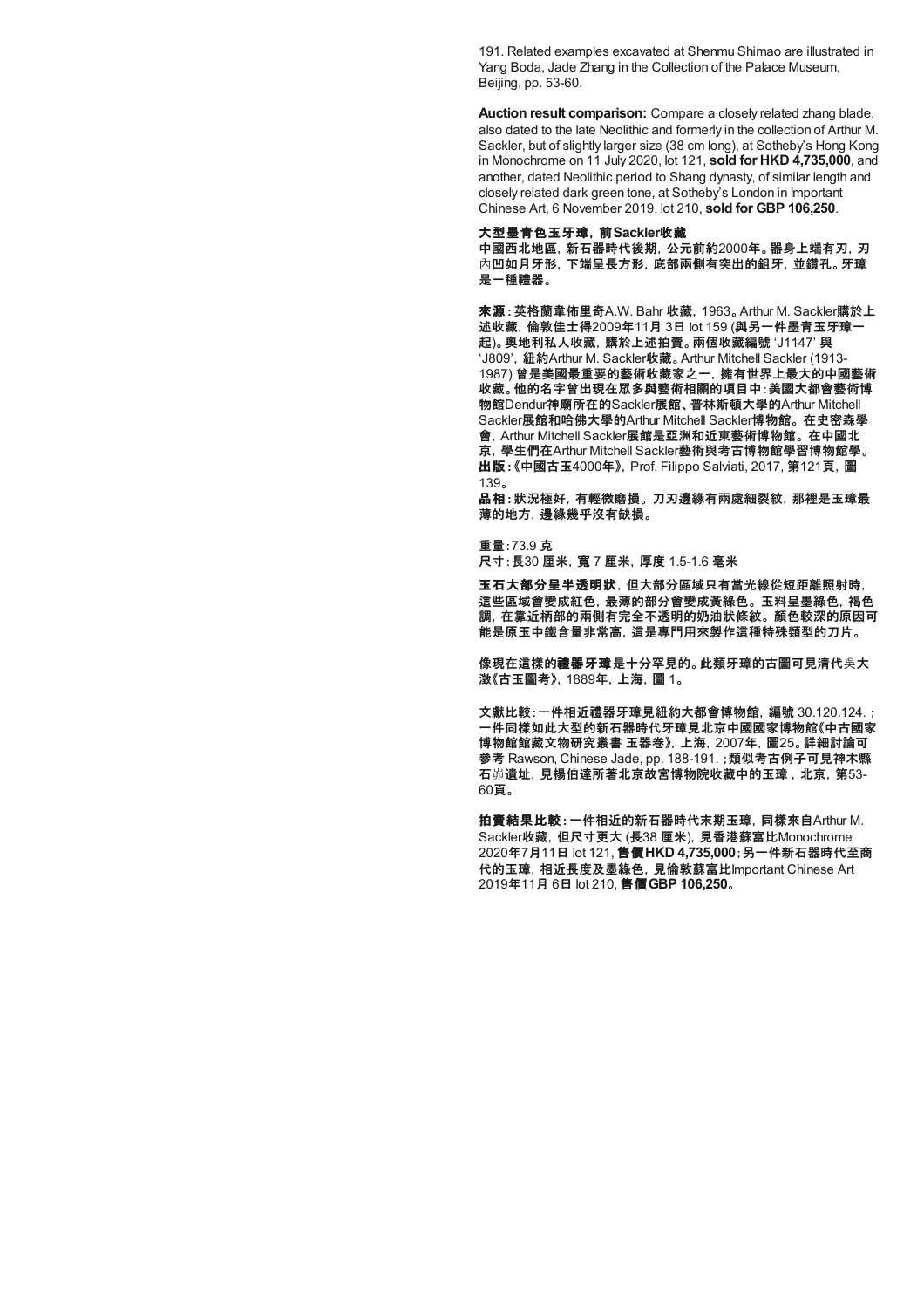191. Related examples excavated at Shenmu Shimao are illustrated in Yang Boda, Jade Zhang in the Collection of the Palace Museum, Beijing, pp. 53-60.

**Auction result comparison:** Compare a closely related zhang blade, also dated to the late Neolithic and formerly in the collection of Arthur M. Sackler, but of slightly larger size (38 cm long), at Sotheby's Hong Kong in Monochrome on 11 July 2020, lot 121, **sold for HKD 4,735,000**, and another, dated Neolithic period to Shang dynasty, of similar length and closely related dark green tone, at Sotheby's London in Important Chinese Art, 6 November 2019, lot 210, **sold for GBP 106,250**.

**大型墨青色玉牙璋，前Sackler收藏**

**中國西北地區，新石器時代後期，公元前約2000年。器身上端有刃，刃內凹如月牙形，下端呈長方形，底部兩側有突出的鉏牙，並鑽孔。牙璋是一種禮器。**

**來源：英格蘭韋佈里奇**A.W. Bahr **收藏，1963。**Arthur M. Sackler**購於上述收藏，倫敦佳士得**2009**年**11**月** 3**日** lot 159 (**與另一件墨青玉牙璋一起)。奧地利私人收藏，購於上述拍賣。兩個收藏編號** 'J1147' **與** 'J809'，**紐約**Arthur M. Sackler**收藏。**Arthur Mitchell Sackler (1913-1987) **曾是美國最重要的藝術收藏家之一，擁有世界上最大的中國藝術收藏。他的名字曾出現在眾多與藝術相關的項目中：美國大都會藝術博物館**Dendur**神廟所在的**Sackler**展館、普林斯頓大學的**Arthur Mitchell Sackler**展館和哈佛大學的**Arthur Mitchell Sackler**博物館。在史密森學會，**Arthur Mitchell Sackler**展館是亞洲和近東藝術博物館。在中國北京，學生們在**Arthur Mitchell Sackler**藝術與考古博物館學習博物館學。**
**出版：《中國古玉4000年》，**Prof. Filippo Salviati, 2017, **第**121**頁，圖** 139**。**

**品相：狀況極好，有輕微磨損。刀刃邊緣有兩處細裂紋，那裡是玉璋最薄的地方，邊緣幾乎沒有缺損。**

重量：73.9 克
**尺寸：長**30 **厘米，寬** 7 **厘米，厚度** 1.5-1.6 **毫米**

**玉石大部分呈半透明狀，但大部分區域只有當光線從短距離照射時，這些區域會變成紅色，最薄的部分會變成黃綠色。玉料呈墨綠色，褐色調，在靠近柄部的兩側有完全不透明的奶油狀條紋。顏色較深的原因可能是原玉中鐵含量非常高，這是專門用來製作這種特殊類型的刀片。**

**像現在這樣的禮器牙璋是十分罕見的。此類牙璋的古圖可見清代**吳**大澂《古玉圖考》，1889年，上海，圖** 1**。**

**文獻比較：一件相近禮器牙璋見紐約大都會博物館，編號** 30.120.124.；**一件同樣如此大型的新石器時代牙璋見北京中國國家博物館《中古國家博物館館藏文物研究叢書 玉器卷》，上海，2007年，圖25。詳細討論可參考** Rawson, Chinese Jade, pp. 188-191.；**類似考古例子可見神木縣石**峁**遺址，見楊伯達所著北京故宮博物院收藏中的玉璋，北京，第53-60頁。**

**拍賣結果比較：一件相近的新石器時代末期玉璋，同樣來自**Arthur M. Sackler**收藏，但尺寸更大 (長**38 **厘米)，見香港蘇富比**Monochrome 2020**年**7**月**11**日** lot 121, **售價HKD 4,735,000；**另一件新石器時代至商代的玉璋，相近長度及墨綠色，見倫敦蘇富比**Important Chinese Art 2019**年**11**月** 6**日** lot 210, **售價GBP 106,250。**